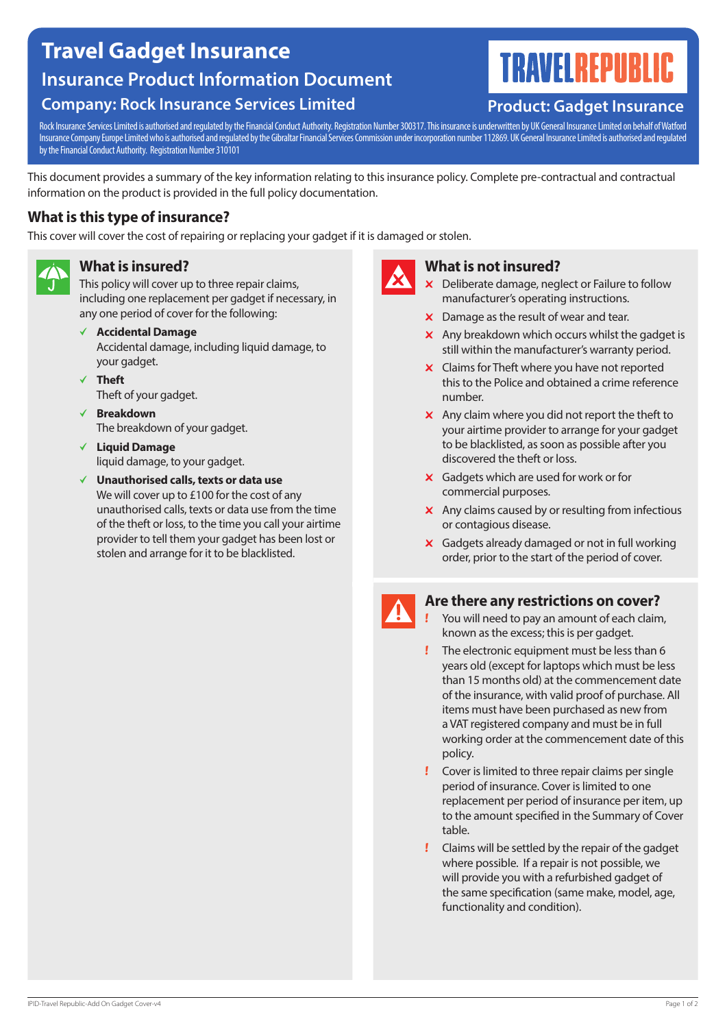# Travel Gadget Insurance

## Insurance Product Information Document

### Company: Rock Insurance Services Limited

TRAVELREPUBLIC

### Product: Gadget Insurance

Rock Insurance Services Limited is authorised and regulated by the Financial Conduct Authority. Registration Number 300317. This insurance is underwritten by UK General Insurance Limited on behalf of Watford Insurance Company Europe Limited who is authorised and regulated by the Gibraltar Financial Services Commission under incorporation number 112869. UK General Insurance Limited is authorised and regulated by the Financial Conduct Authority. Registration Number 310101

This document provides a summary of the key information relating to this insurance policy. Complete pre-contractual and contractual information on the product is provided in the full policy documentation.

## What is this type of insurance?

This cover will cover the cost of repairing or replacing your gadget if it is damaged or stolen.

## What is insured?

This policy will cover up to three repair claims, including one replacement per gadget if necessary, in any one period of cover for the following:

- ✓ **Accidental Damage**
  Accidental damage, including liquid damage, to your gadget.
- ✓ **Theft**
  Theft of your gadget.
- ✓ **Breakdown**
  The breakdown of your gadget.
- ✓ **Liquid Damage**
  liquid damage, to your gadget.
- ✓ **Unauthorised calls, texts or data use**
  We will cover up to £100 for the cost of any unauthorised calls, texts or data use from the time of the theft or loss, to the time you call your airtime provider to tell them your gadget has been lost or stolen and arrange for it to be blacklisted.

## What is not insured?

- ✗ Deliberate damage, neglect or Failure to follow manufacturer's operating instructions.
- ✗ Damage as the result of wear and tear.
- ✗ Any breakdown which occurs whilst the gadget is still within the manufacturer's warranty period.
- ✗ Claims for Theft where you have not reported this to the Police and obtained a crime reference number.
- ✗ Any claim where you did not report the theft to your airtime provider to arrange for your gadget to be blacklisted, as soon as possible after you discovered the theft or loss.
- ✗ Gadgets which are used for work or for commercial purposes.
- ✗ Any claims caused by or resulting from infectious or contagious disease.
- ✗ Gadgets already damaged or not in full working order, prior to the start of the period of cover.

## Are there any restrictions on cover?

- ! You will need to pay an amount of each claim, known as the excess; this is per gadget.
- ! The electronic equipment must be less than 6 years old (except for laptops which must be less than 15 months old) at the commencement date of the insurance, with valid proof of purchase. All items must have been purchased as new from a VAT registered company and must be in full working order at the commencement date of this policy.
- ! Cover is limited to three repair claims per single period of insurance. Cover is limited to one replacement per period of insurance per item, up to the amount specified in the Summary of Cover table.
- ! Claims will be settled by the repair of the gadget where possible. If a repair is not possible, we will provide you with a refurbished gadget of the same specification (same make, model, age, functionality and condition).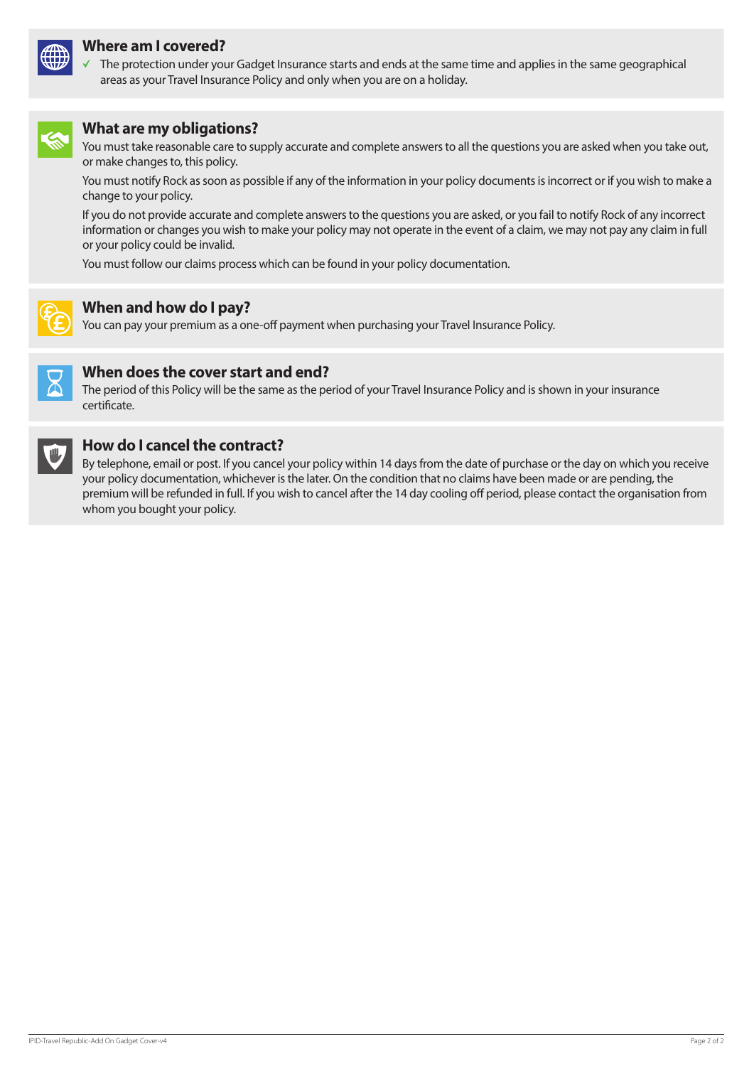## Where am I covered?

- ✓ The protection under your Gadget Insurance starts and ends at the same time and applies in the same geographical areas as your Travel Insurance Policy and only when you are on a holiday.

## What are my obligations?

You must take reasonable care to supply accurate and complete answers to all the questions you are asked when you take out, or make changes to, this policy.

You must notify Rock as soon as possible if any of the information in your policy documents is incorrect or if you wish to make a change to your policy.

If you do not provide accurate and complete answers to the questions you are asked, or you fail to notify Rock of any incorrect information or changes you wish to make your policy may not operate in the event of a claim, we may not pay any claim in full or your policy could be invalid.

You must follow our claims process which can be found in your policy documentation.

## When and how do I pay?

You can pay your premium as a one-off payment when purchasing your Travel Insurance Policy.

## When does the cover start and end?

The period of this Policy will be the same as the period of your Travel Insurance Policy and is shown in your insurance certificate.

## How do I cancel the contract?

By telephone, email or post. If you cancel your policy within 14 days from the date of purchase or the day on which you receive your policy documentation, whichever is the later. On the condition that no claims have been made or are pending, the premium will be refunded in full. If you wish to cancel after the 14 day cooling off period, please contact the organisation from whom you bought your policy.